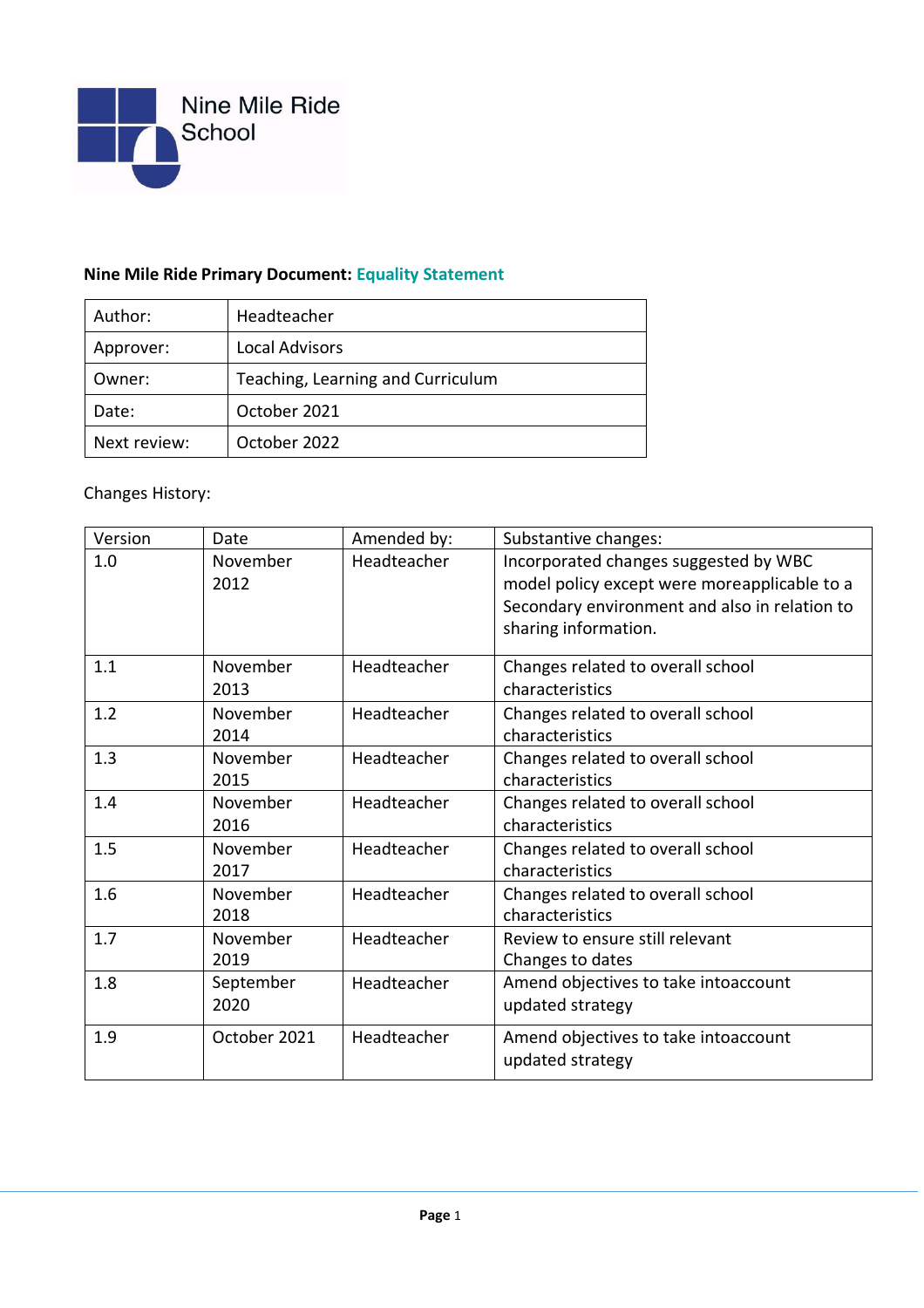Nine Mile Ride School

**Nine Mile Ride Primary Document:** **Equality Statement**

| | |
|---|---|
| Author: | Headteacher |
| Approver: | Local Advisors |
| Owner: | Teaching, Learning and Curriculum |
| Date: | October 2021 |
| Next review: | October 2022 |

Changes History:

| Version | Date | Amended by: | Substantive changes: |
|---|---|---|---|
| 1.0 | November 2012 | Headteacher | Incorporated changes suggested by WBC model policy except were moreapplicable to a Secondary environment and also in relation to sharing information. |
| 1.1 | November 2013 | Headteacher | Changes related to overall school characteristics |
| 1.2 | November 2014 | Headteacher | Changes related to overall school characteristics |
| 1.3 | November 2015 | Headteacher | Changes related to overall school characteristics |
| 1.4 | November 2016 | Headteacher | Changes related to overall school characteristics |
| 1.5 | November 2017 | Headteacher | Changes related to overall school characteristics |
| 1.6 | November 2018 | Headteacher | Changes related to overall school characteristics |
| 1.7 | November 2019 | Headteacher | Review to ensure still relevant Changes to dates |
| 1.8 | September 2020 | Headteacher | Amend objectives to take intoaccount updated strategy |
| 1.9 | October 2021 | Headteacher | Amend objectives to take intoaccount updated strategy |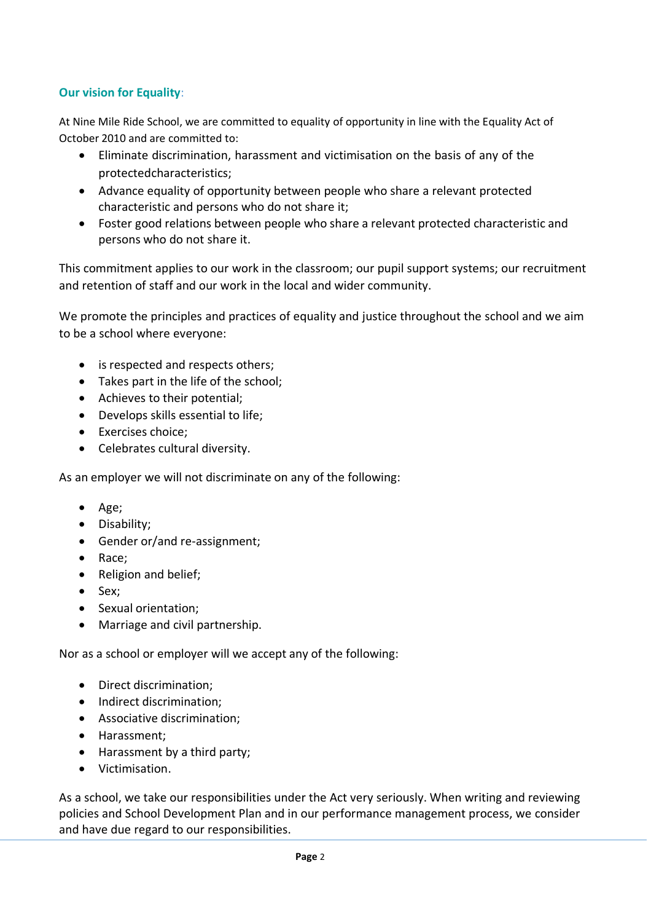**Our vision for Equality**:

At Nine Mile Ride School, we are committed to equality of opportunity in line with the Equality Act of October 2010 and are committed to:

- Eliminate discrimination, harassment and victimisation on the basis of any of the protectedcharacteristics;
- Advance equality of opportunity between people who share a relevant protected characteristic and persons who do not share it;
- Foster good relations between people who share a relevant protected characteristic and persons who do not share it.

This commitment applies to our work in the classroom; our pupil support systems; our recruitment and retention of staff and our work in the local and wider community.

We promote the principles and practices of equality and justice throughout the school and we aim to be a school where everyone:

- is respected and respects others;
- Takes part in the life of the school;
- Achieves to their potential;
- Develops skills essential to life;
- Exercises choice;
- Celebrates cultural diversity.

As an employer we will not discriminate on any of the following:

- Age;
- Disability;
- Gender or/and re-assignment;
- Race;
- Religion and belief;
- Sex;
- Sexual orientation;
- Marriage and civil partnership.

Nor as a school or employer will we accept any of the following:

- Direct discrimination;
- Indirect discrimination;
- Associative discrimination;
- Harassment;
- Harassment by a third party;
- Victimisation.

As a school, we take our responsibilities under the Act very seriously. When writing and reviewing policies and School Development Plan and in our performance management process, we consider and have due regard to our responsibilities.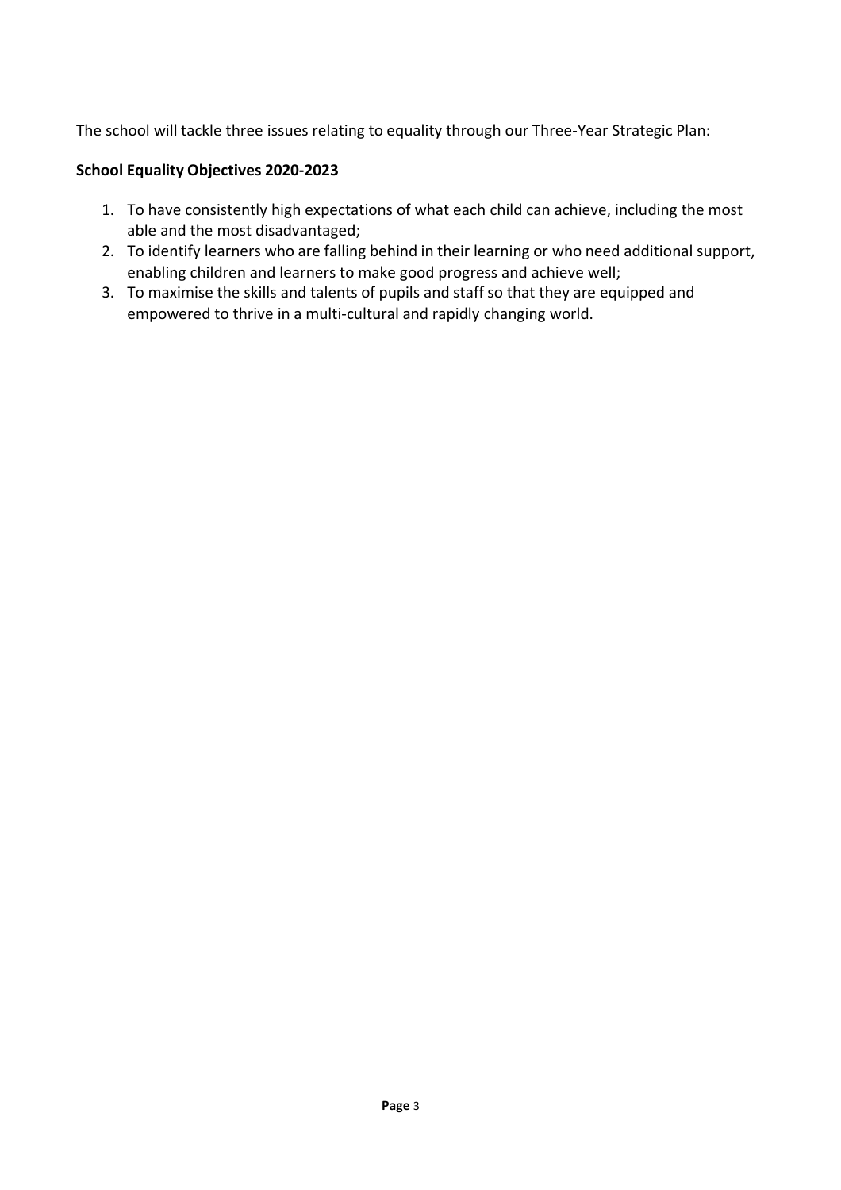The school will tackle three issues relating to equality through our Three-Year Strategic Plan:

**School Equality Objectives 2020-2023**

1. To have consistently high expectations of what each child can achieve, including the most able and the most disadvantaged;
2. To identify learners who are falling behind in their learning or who need additional support, enabling children and learners to make good progress and achieve well;
3. To maximise the skills and talents of pupils and staff so that they are equipped and empowered to thrive in a multi-cultural and rapidly changing world.